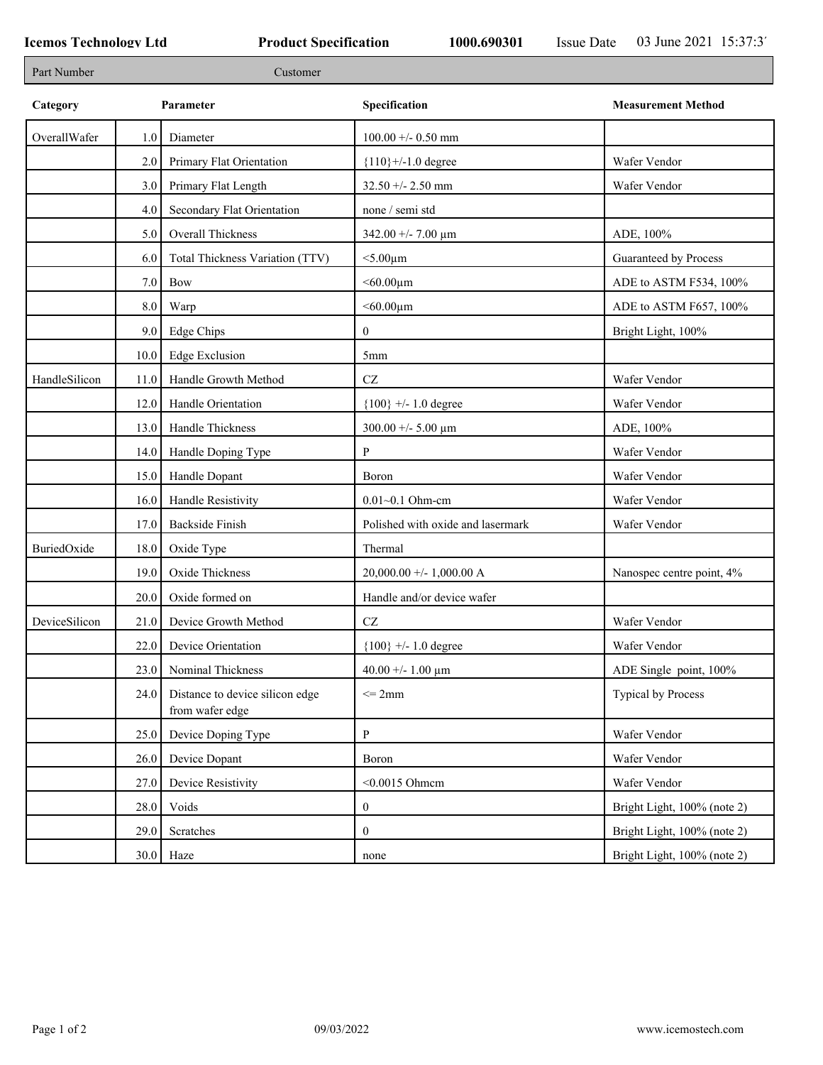**Icemos Technology Ltd** **Product Specification** **1000.690301** Issue Date 03 June 2021 15:37:3´

| Part Number | Customer |
|---|---|

| Category | | Parameter | Specification | Measurement Method |
|---|---|---|---|---|
| OverallWafer | 1.0 | Diameter | 100.00 +/- 0.50 mm | |
| | 2.0 | Primary Flat Orientation | {110}+/-1.0 degree | Wafer Vendor |
| | 3.0 | Primary Flat Length | 32.50 +/- 2.50 mm | Wafer Vendor |
| | 4.0 | Secondary Flat Orientation | none / semi std | |
| | 5.0 | Overall Thickness | 342.00 +/- 7.00 µm | ADE, 100% |
| | 6.0 | Total Thickness Variation (TTV) | <5.00µm | Guaranteed by Process |
| | 7.0 | Bow | <60.00µm | ADE to ASTM F534, 100% |
| | 8.0 | Warp | <60.00µm | ADE to ASTM F657, 100% |
| | 9.0 | Edge Chips | 0 | Bright Light, 100% |
| | 10.0 | Edge Exclusion | 5mm | |
| HandleSilicon | 11.0 | Handle Growth Method | CZ | Wafer Vendor |
| | 12.0 | Handle Orientation | {100} +/- 1.0 degree | Wafer Vendor |
| | 13.0 | Handle Thickness | 300.00 +/- 5.00 µm | ADE, 100% |
| | 14.0 | Handle Doping Type | P | Wafer Vendor |
| | 15.0 | Handle Dopant | Boron | Wafer Vendor |
| | 16.0 | Handle Resistivity | 0.01~0.1 Ohm-cm | Wafer Vendor |
| | 17.0 | Backside Finish | Polished with oxide and lasermark | Wafer Vendor |
| BuriedOxide | 18.0 | Oxide Type | Thermal | |
| | 19.0 | Oxide Thickness | 20,000.00 +/- 1,000.00 A | Nanospec centre point, 4% |
| | 20.0 | Oxide formed on | Handle and/or device wafer | |
| DeviceSilicon | 21.0 | Device Growth Method | CZ | Wafer Vendor |
| | 22.0 | Device Orientation | {100} +/- 1.0 degree | Wafer Vendor |
| | 23.0 | Nominal Thickness | 40.00 +/- 1.00 µm | ADE Single point, 100% |
| | 24.0 | Distance to device silicon edge from wafer edge | <= 2mm | Typical by Process |
| | 25.0 | Device Doping Type | P | Wafer Vendor |
| | 26.0 | Device Dopant | Boron | Wafer Vendor |
| | 27.0 | Device Resistivity | <0.0015 Ohmcm | Wafer Vendor |
| | 28.0 | Voids | 0 | Bright Light, 100% (note 2) |
| | 29.0 | Scratches | 0 | Bright Light, 100% (note 2) |
| | 30.0 | Haze | none | Bright Light, 100% (note 2) |

09/03/2022 www.icemostech.com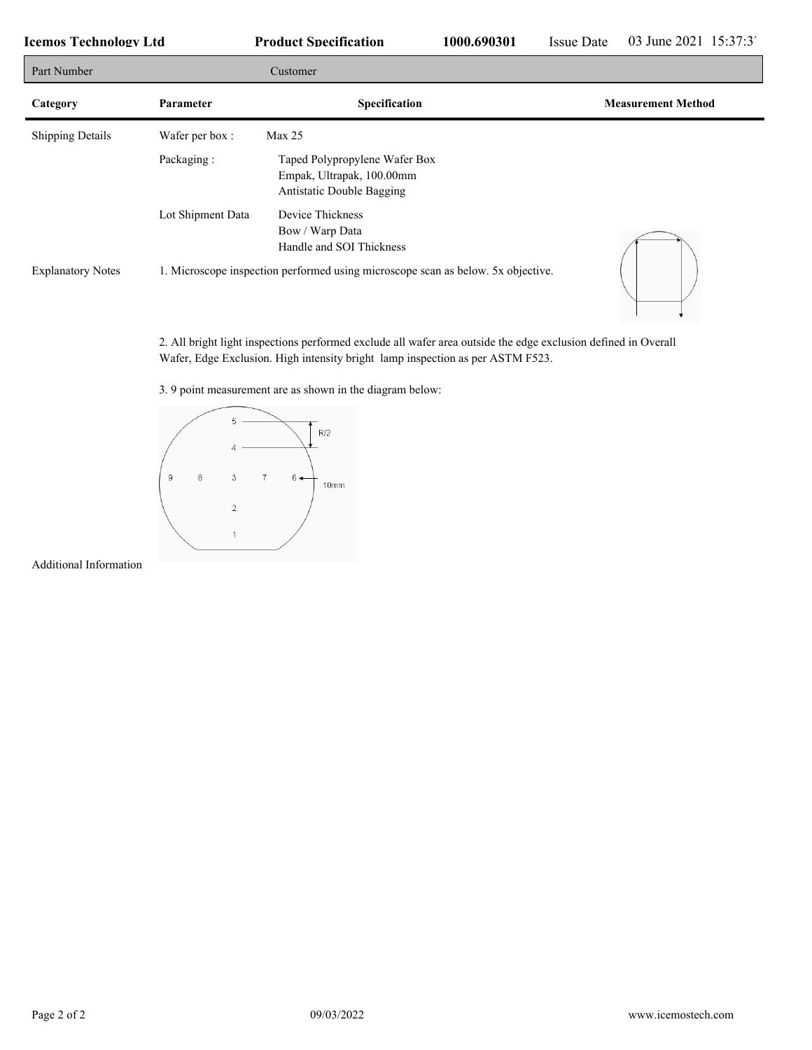| Part Number | | Customer | |
|---|---|---|---|
| **Category** | **Parameter** | **Specification** | **Measurement Method** |
| Shipping Details | Wafer per box : | Max 25 | |
| | Packaging : | Taped Polypropylene Wafer Box<br>Empak, Ultrapak, 100.00mm<br>Antistatic Double Bagging | |
| | Lot Shipment Data | Device Thickness<br>Bow / Warp Data<br>Handle and SOI Thickness | |
| Explanatory Notes | 1. Microscope inspection performed using microscope scan as below. 5x objective. | | |

2. All bright light inspections performed exclude all wafer area outside the edge exclusion defined in Overall Wafer, Edge Exclusion. High intensity bright lamp inspection as per ASTM F523.

3. 9 point measurement are as shown in the diagram below:

5
4
R/2
9 8 3 7 6
10mm
2
1

Additional Information